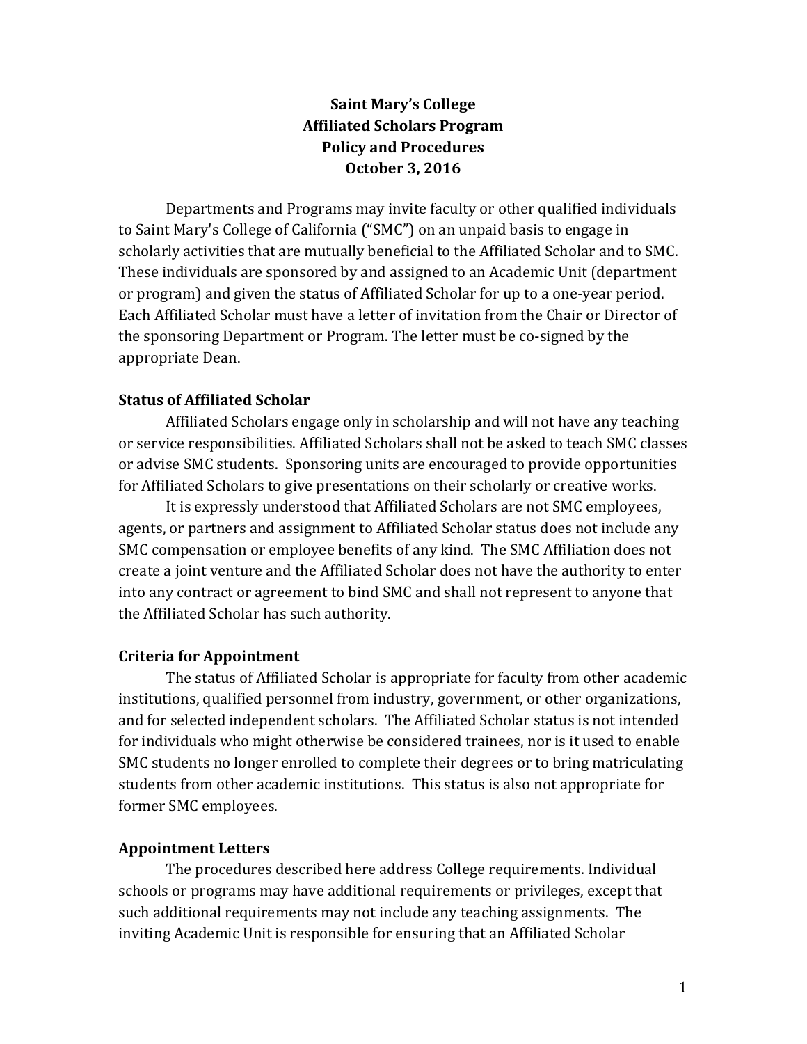# Saint Mary's College
## Affiliated Scholars Program
## Policy and Procedures
## October 3, 2016

Departments and Programs may invite faculty or other qualified individuals to Saint Mary's College of California ("SMC") on an unpaid basis to engage in scholarly activities that are mutually beneficial to the Affiliated Scholar and to SMC. These individuals are sponsored by and assigned to an Academic Unit (department or program) and given the status of Affiliated Scholar for up to a one-year period. Each Affiliated Scholar must have a letter of invitation from the Chair or Director of the sponsoring Department or Program. The letter must be co-signed by the appropriate Dean.

### Status of Affiliated Scholar

Affiliated Scholars engage only in scholarship and will not have any teaching or service responsibilities. Affiliated Scholars shall not be asked to teach SMC classes or advise SMC students. Sponsoring units are encouraged to provide opportunities for Affiliated Scholars to give presentations on their scholarly or creative works.

It is expressly understood that Affiliated Scholars are not SMC employees, agents, or partners and assignment to Affiliated Scholar status does not include any SMC compensation or employee benefits of any kind. The SMC Affiliation does not create a joint venture and the Affiliated Scholar does not have the authority to enter into any contract or agreement to bind SMC and shall not represent to anyone that the Affiliated Scholar has such authority.

### Criteria for Appointment

The status of Affiliated Scholar is appropriate for faculty from other academic institutions, qualified personnel from industry, government, or other organizations, and for selected independent scholars. The Affiliated Scholar status is not intended for individuals who might otherwise be considered trainees, nor is it used to enable SMC students no longer enrolled to complete their degrees or to bring matriculating students from other academic institutions. This status is also not appropriate for former SMC employees.

### Appointment Letters

The procedures described here address College requirements. Individual schools or programs may have additional requirements or privileges, except that such additional requirements may not include any teaching assignments. The inviting Academic Unit is responsible for ensuring that an Affiliated Scholar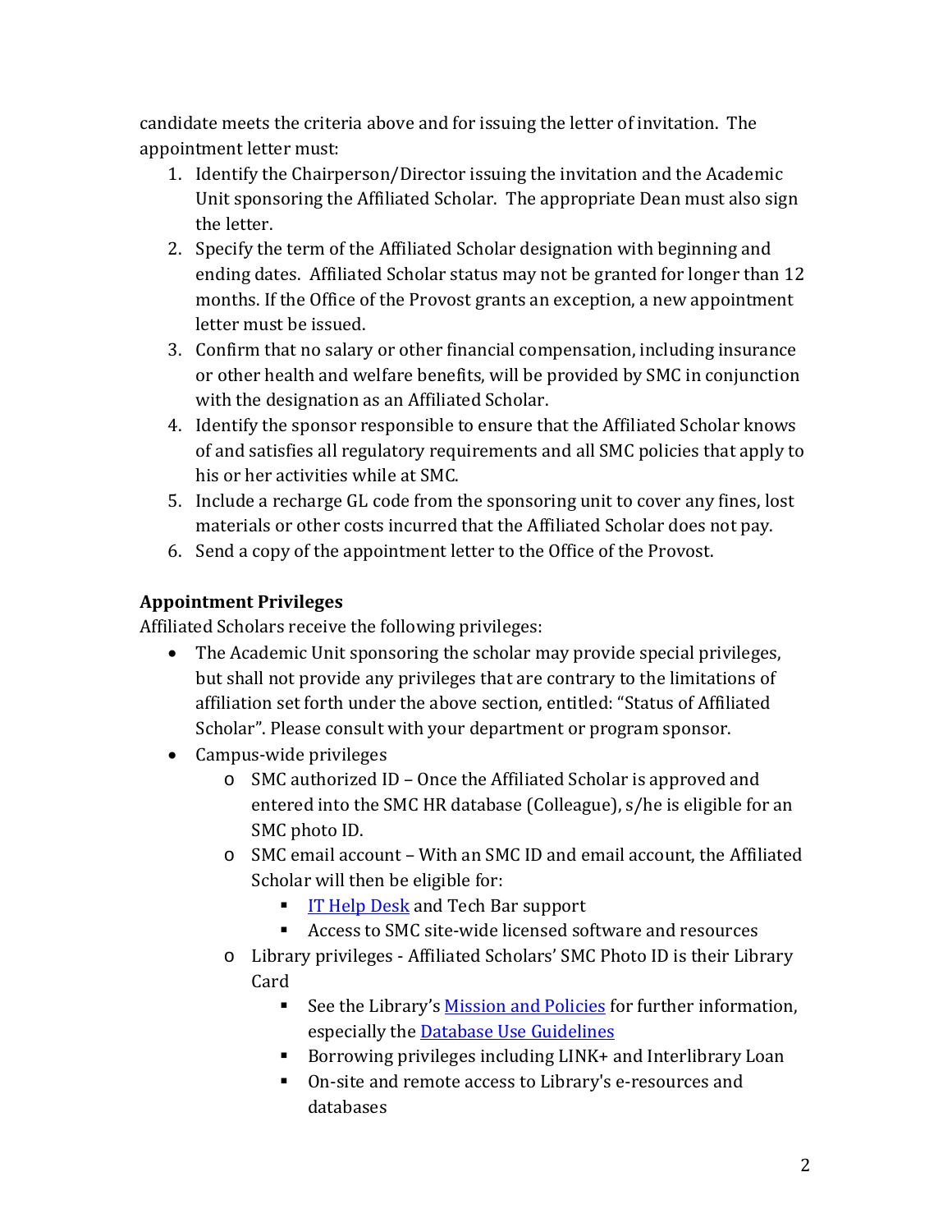candidate meets the criteria above and for issuing the letter of invitation. The appointment letter must:

1. Identify the Chairperson/Director issuing the invitation and the Academic Unit sponsoring the Affiliated Scholar. The appropriate Dean must also sign the letter.
2. Specify the term of the Affiliated Scholar designation with beginning and ending dates. Affiliated Scholar status may not be granted for longer than 12 months. If the Office of the Provost grants an exception, a new appointment letter must be issued.
3. Confirm that no salary or other financial compensation, including insurance or other health and welfare benefits, will be provided by SMC in conjunction with the designation as an Affiliated Scholar.
4. Identify the sponsor responsible to ensure that the Affiliated Scholar knows of and satisfies all regulatory requirements and all SMC policies that apply to his or her activities while at SMC.
5. Include a recharge GL code from the sponsoring unit to cover any fines, lost materials or other costs incurred that the Affiliated Scholar does not pay.
6. Send a copy of the appointment letter to the Office of the Provost.

**Appointment Privileges**

Affiliated Scholars receive the following privileges:

- The Academic Unit sponsoring the scholar may provide special privileges, but shall not provide any privileges that are contrary to the limitations of affiliation set forth under the above section, entitled: "Status of Affiliated Scholar". Please consult with your department or program sponsor.
- Campus-wide privileges
  - SMC authorized ID – Once the Affiliated Scholar is approved and entered into the SMC HR database (Colleague), s/he is eligible for an SMC photo ID.
  - SMC email account – With an SMC ID and email account, the Affiliated Scholar will then be eligible for:
    - IT Help Desk and Tech Bar support
    - Access to SMC site-wide licensed software and resources
  - Library privileges - Affiliated Scholars' SMC Photo ID is their Library Card
    - See the Library's Mission and Policies for further information, especially the Database Use Guidelines
    - Borrowing privileges including LINK+ and Interlibrary Loan
    - On-site and remote access to Library's e-resources and databases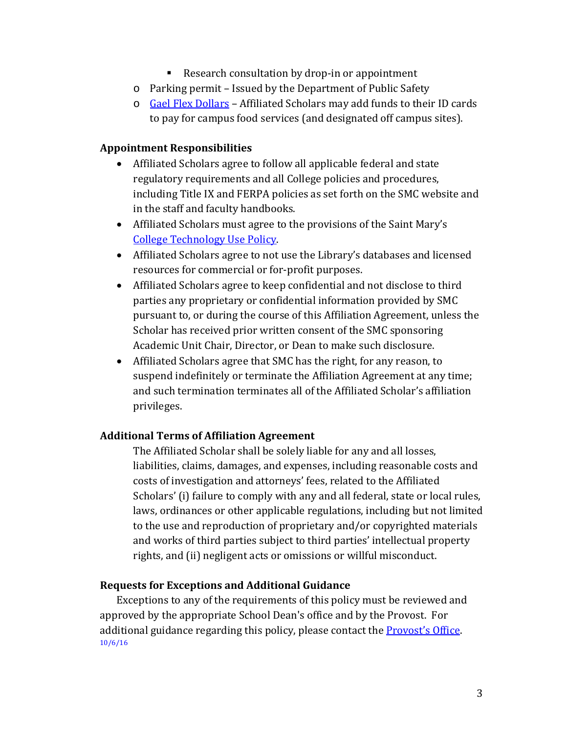- Research consultation by drop-in or appointment
    - Parking permit – Issued by the Department of Public Safety
    - Gael Flex Dollars – Affiliated Scholars may add funds to their ID cards to pay for campus food services (and designated off campus sites).

### Appointment Responsibilities

- Affiliated Scholars agree to follow all applicable federal and state regulatory requirements and all College policies and procedures, including Title IX and FERPA policies as set forth on the SMC website and in the staff and faculty handbooks.
- Affiliated Scholars must agree to the provisions of the Saint Mary's College Technology Use Policy.
- Affiliated Scholars agree to not use the Library's databases and licensed resources for commercial or for-profit purposes.
- Affiliated Scholars agree to keep confidential and not disclose to third parties any proprietary or confidential information provided by SMC pursuant to, or during the course of this Affiliation Agreement, unless the Scholar has received prior written consent of the SMC sponsoring Academic Unit Chair, Director, or Dean to make such disclosure.
- Affiliated Scholars agree that SMC has the right, for any reason, to suspend indefinitely or terminate the Affiliation Agreement at any time; and such termination terminates all of the Affiliated Scholar's affiliation privileges.

### Additional Terms of Affiliation Agreement

The Affiliated Scholar shall be solely liable for any and all losses, liabilities, claims, damages, and expenses, including reasonable costs and costs of investigation and attorneys' fees, related to the Affiliated Scholars' (i) failure to comply with any and all federal, state or local rules, laws, ordinances or other applicable regulations, including but not limited to the use and reproduction of proprietary and/or copyrighted materials and works of third parties subject to third parties' intellectual property rights, and (ii) negligent acts or omissions or willful misconduct.

### Requests for Exceptions and Additional Guidance

Exceptions to any of the requirements of this policy must be reviewed and approved by the appropriate School Dean's office and by the Provost. For additional guidance regarding this policy, please contact the Provost's Office.

10/6/16